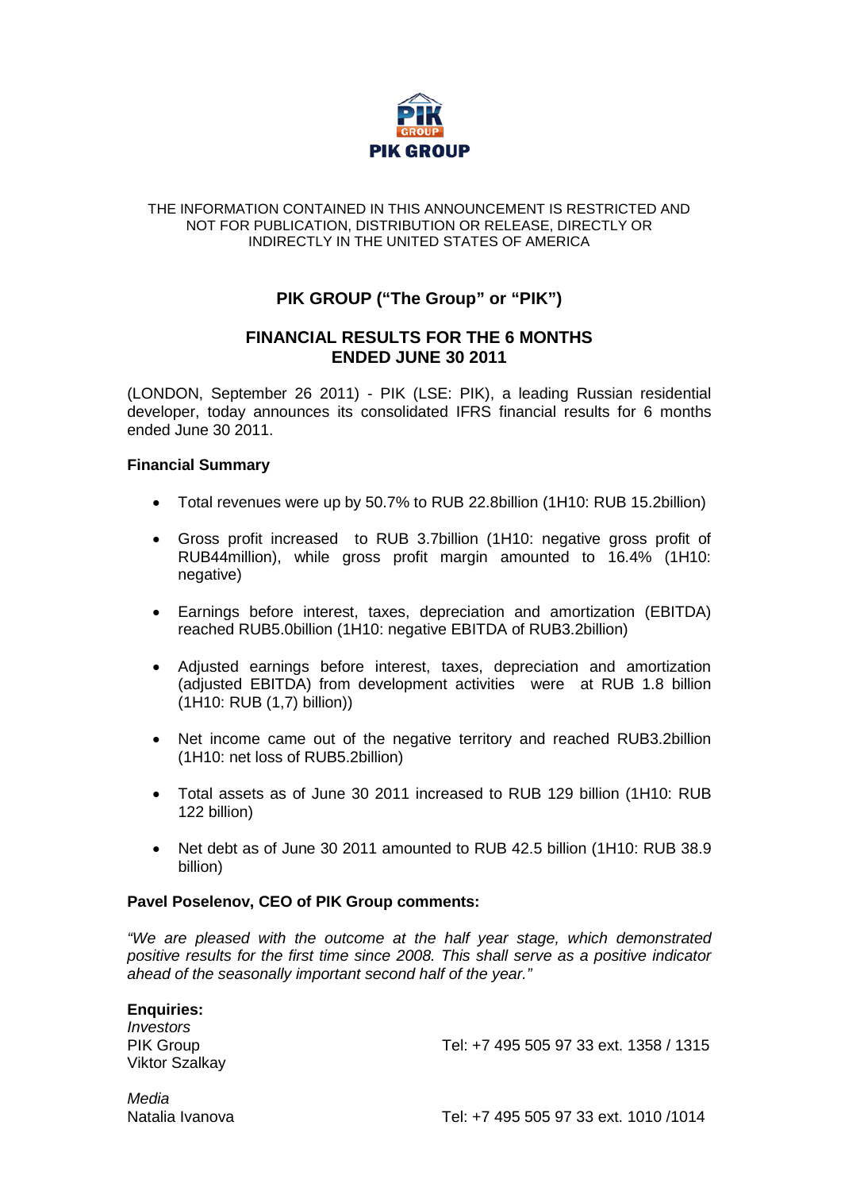THE INFORMATION CONTAINED IN THIS ANNOUNCEMENT IS RESTRICTED AND NOT FOR PUBLICATION, DISTRIBUTION OR RELEASE, DIRECTLY OR INDIRECTLY IN THE UNITED STATES OF AMERICA

# PIK GROUP ("The Group" or "PIK")

## FINANCIAL RESULTS FOR THE 6 MONTHS ENDED JUNE 30 2011

(LONDON, September 26 2011) - PIK (LSE: PIK), a leading Russian residential developer, today announces its consolidated IFRS financial results for 6 months ended June 30 2011.

**Financial Summary**

- Total revenues were up by 50.7% to RUB 22.8billion (1H10: RUB 15.2billion)
- Gross profit increased to RUB 3.7billion (1H10: negative gross profit of RUB44million), while gross profit margin amounted to 16.4% (1H10: negative)
- Earnings before interest, taxes, depreciation and amortization (EBITDA) reached RUB5.0billion (1H10: negative EBITDA of RUB3.2billion)
- Adjusted earnings before interest, taxes, depreciation and amortization (adjusted EBITDA) from development activities were at RUB 1.8 billion (1H10: RUB (1,7) billion))
- Net income came out of the negative territory and reached RUB3.2billion (1H10: net loss of RUB5.2billion)
- Total assets as of June 30 2011 increased to RUB 129 billion (1H10: RUB 122 billion)
- Net debt as of June 30 2011 amounted to RUB 42.5 billion (1H10: RUB 38.9 billion)

**Pavel Poselenov, CEO of PIK Group comments:**

*"We are pleased with the outcome at the half year stage, which demonstrated positive results for the first time since 2008. This shall serve as a positive indicator ahead of the seasonally important second half of the year."*

**Enquiries:**

*Investors*
PIK Group — Tel: +7 495 505 97 33 ext. 1358 / 1315
Viktor Szalkay

*Media*
Natalia Ivanova — Tel: +7 495 505 97 33 ext. 1010 /1014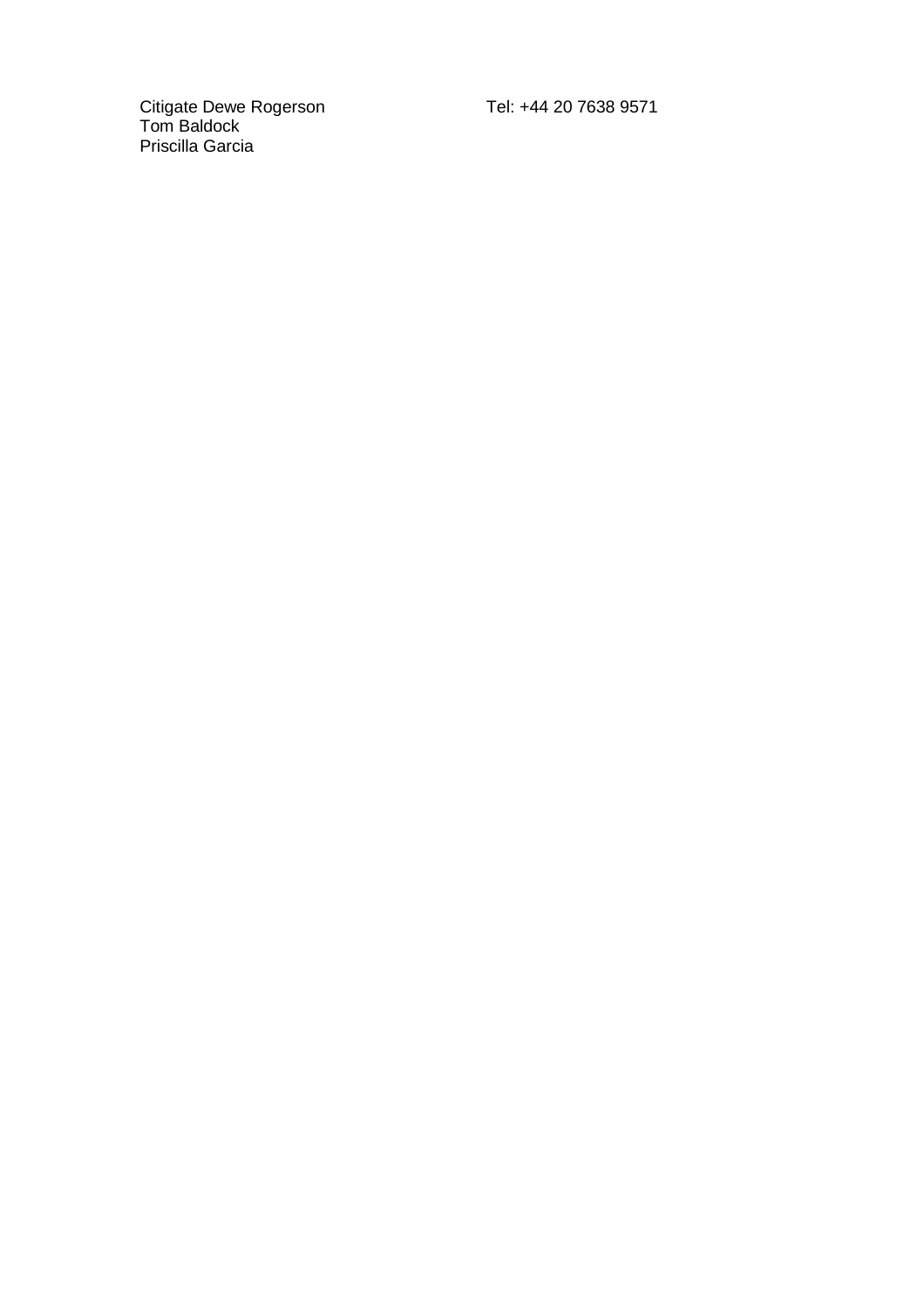Citigate Dewe Rogerson Tel: +44 20 7638 9571
Tom Baldock
Priscilla Garcia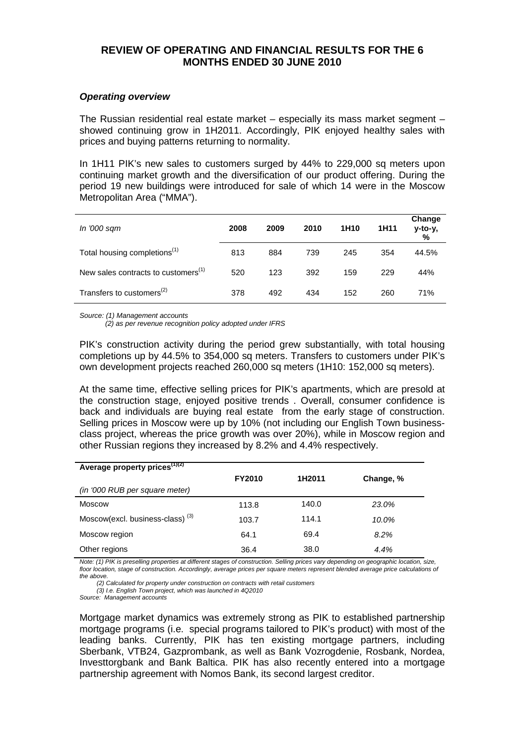## REVIEW OF OPERATING AND FINANCIAL RESULTS FOR THE 6 MONTHS ENDED 30 JUNE 2010

### *Operating overview*

The Russian residential real estate market – especially its mass market segment – showed continuing grow in 1H2011. Accordingly, PIK enjoyed healthy sales with prices and buying patterns returning to normality.

In 1H11 PIK's new sales to customers surged by 44% to 229,000 sq meters upon continuing market growth and the diversification of our product offering. During the period 19 new buildings were introduced for sale of which 14 were in the Moscow Metropolitan Area ("MMA").

| *In '000 sqm* | 2008 | 2009 | 2010 | 1H10 | 1H11 | Change y-to-y, % |
|---|---|---|---|---|---|---|
| Total housing completions(1) | 813 | 884 | 739 | 245 | 354 | 44.5% |
| New sales contracts to customers(1) | 520 | 123 | 392 | 159 | 229 | 44% |
| Transfers to customers(2) | 378 | 492 | 434 | 152 | 260 | 71% |

*Source: (1) Management accounts*
*(2) as per revenue recognition policy adopted under IFRS*

PIK's construction activity during the period grew substantially, with total housing completions up by 44.5% to 354,000 sq meters. Transfers to customers under PIK's own development projects reached 260,000 sq meters (1H10: 152,000 sq meters).

At the same time, effective selling prices for PIK's apartments, which are presold at the construction stage, enjoyed positive trends . Overall, consumer confidence is back and individuals are buying real estate from the early stage of construction. Selling prices in Moscow were up by 10% (not including our English Town business-class project, whereas the price growth was over 20%), while in Moscow region and other Russian regions they increased by 8.2% and 4.4% respectively.

| **Average property prices(1)(2)** *(in '000 RUB per square meter)* | FY2010 | 1H2011 | Change, % |
|---|---|---|---|
| Moscow | 113.8 | 140.0 | *23.0%* |
| Moscow(excl. business-class) (3) | 103.7 | 114.1 | *10.0%* |
| Moscow region | 64.1 | 69.4 | *8.2%* |
| Other regions | 36.4 | 38.0 | *4.4%* |

*Note: (1) PIK is preselling properties at different stages of construction. Selling prices vary depending on geographic location, size, floor location, stage of construction. Accordingly, average prices per square meters represent blended average price calculations of the above.*
*(2) Calculated for property under construction on contracts with retail customers*
*(3) I.e. English Town project, which was launched in 4Q2010*
*Source: Management accounts*

Mortgage market dynamics was extremely strong as PIK to established partnership mortgage programs (i.e. special programs tailored to PIK's product) with most of the leading banks. Currently, PIK has ten existing mortgage partners, including Sberbank, VTB24, Gazprombank, as well as Bank Vozrogdenie, Rosbank, Nordea, Investtorgbank and Bank Baltica. PIK has also recently entered into a mortgage partnership agreement with Nomos Bank, its second largest creditor.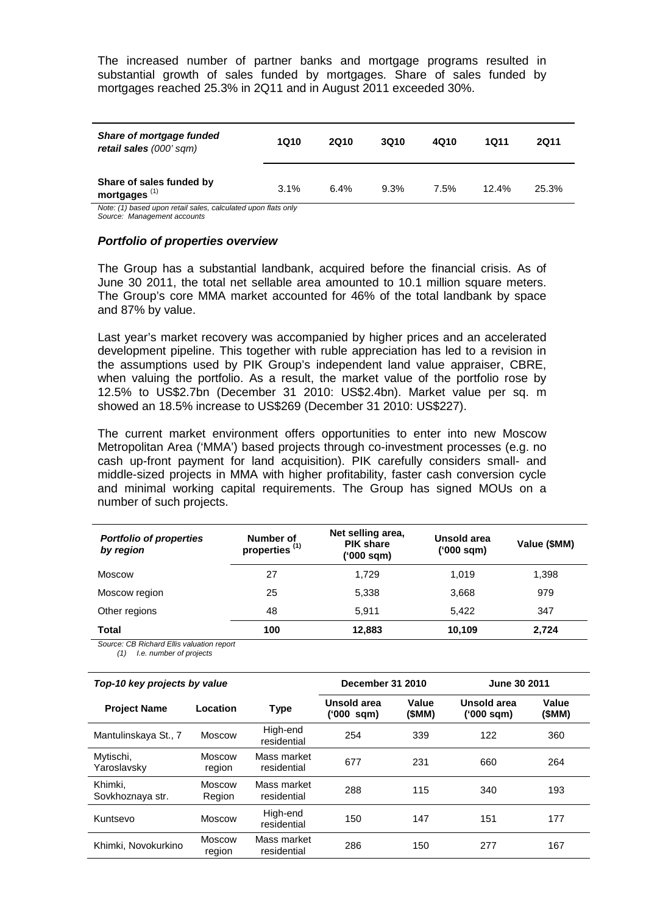The increased number of partner banks and mortgage programs resulted in substantial growth of sales funded by mortgages. Share of sales funded by mortgages reached 25.3% in 2Q11 and in August 2011 exceeded 30%.

| ***Share of mortgage funded retail sales** (000' sqm)* | 1Q10 | 2Q10 | 3Q10 | 4Q10 | 1Q11 | 2Q11 |
|---|---|---|---|---|---|---|
| **Share of sales funded by mortgages** [(1)] | 3.1% | 6.4% | 9.3% | 7.5% | 12.4% | 25.3% |

*Note: (1) based upon retail sales, calculated upon flats only*
*Source: Management accounts*

### *Portfolio of properties overview*

The Group has a substantial landbank, acquired before the financial crisis. As of June 30 2011, the total net sellable area amounted to 10.1 million square meters. The Group's core MMA market accounted for 46% of the total landbank by space and 87% by value.

Last year's market recovery was accompanied by higher prices and an accelerated development pipeline. This together with ruble appreciation has led to a revision in the assumptions used by PIK Group's independent land value appraiser, CBRE, when valuing the portfolio. As a result, the market value of the portfolio rose by 12.5% to US$2.7bn (December 31 2010: US$2.4bn). Market value per sq. m showed an 18.5% increase to US$269 (December 31 2010: US$227).

The current market environment offers opportunities to enter into new Moscow Metropolitan Area ('MMA') based projects through co-investment processes (e.g. no cash up-front payment for land acquisition). PIK carefully considers small- and middle-sized projects in MMA with higher profitability, faster cash conversion cycle and minimal working capital requirements. The Group has signed MOUs on a number of such projects.

| ***Portfolio of properties by region*** | **Number of properties** [(1)] | **Net selling area, PIK share ('000 sqm)** | **Unsold area ('000 sqm)** | **Value ($MM)** |
|---|---|---|---|---|
| Moscow | 27 | 1,729 | 1,019 | 1,398 |
| Moscow region | 25 | 5,338 | 3,668 | 979 |
| Other regions | 48 | 5,911 | 5,422 | 347 |
| **Total** | **100** | **12,883** | **10,109** | **2,724** |

*Source: CB Richard Ellis valuation report*
*(1) I.e. number of projects*

| ***Top-10 key projects by value*** | | | **December 31 2010** | | **June 30 2011** | |
|---|---|---|---|---|---|---|
| **Project Name** | **Location** | **Type** | **Unsold area ('000 sqm)** | **Value ($MM)** | **Unsold area ('000 sqm)** | **Value ($MM)** |
| Mantulinskaya St., 7 | Moscow | High-end residential | 254 | 339 | 122 | 360 |
| Mytischi, Yaroslavsky | Moscow region | Mass market residential | 677 | 231 | 660 | 264 |
| Khimki, Sovkhoznaya str. | Moscow Region | Mass market residential | 288 | 115 | 340 | 193 |
| Kuntsevo | Moscow | High-end residential | 150 | 147 | 151 | 177 |
| Khimki, Novokurkino | Moscow region | Mass market residential | 286 | 150 | 277 | 167 |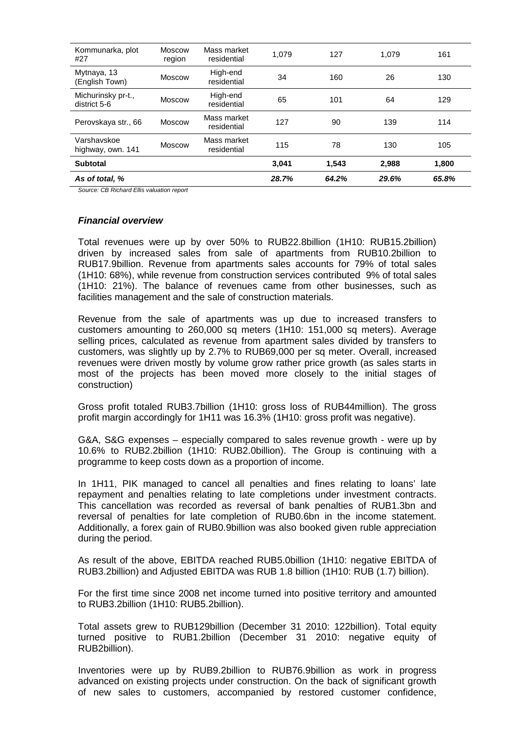| | | | | | | |
|---|---|---|---|---|---|---|
| Kommunarka, plot #27 | Moscow region | Mass market residential | 1,079 | 127 | 1,079 | 161 |
| Mytnaya, 13 (English Town) | Moscow | High-end residential | 34 | 160 | 26 | 130 |
| Michurinsky pr-t., district 5-6 | Moscow | High-end residential | 65 | 101 | 64 | 129 |
| Perovskaya str., 66 | Moscow | Mass market residential | 127 | 90 | 139 | 114 |
| Varshavskoe highway, own. 141 | Moscow | Mass market residential | 115 | 78 | 130 | 105 |
| **Subtotal** | | | **3,041** | **1,543** | **2,988** | **1,800** |
| ***As of total, %*** | | | ***28.7%*** | ***64.2%*** | ***29.6%*** | ***65.8%*** |

*Source: CB Richard Ellis valuation report*

### *Financial overview*

Total revenues were up by over 50% to RUB22.8billion (1H10: RUB15.2billion) driven by increased sales from sale of apartments from RUB10.2billion to RUB17.9billion. Revenue from apartments sales accounts for 79% of total sales (1H10: 68%), while revenue from construction services contributed 9% of total sales (1H10: 21%). The balance of revenues came from other businesses, such as facilities management and the sale of construction materials.

Revenue from the sale of apartments was up due to increased transfers to customers amounting to 260,000 sq meters (1H10: 151,000 sq meters). Average selling prices, calculated as revenue from apartment sales divided by transfers to customers, was slightly up by 2.7% to RUB69,000 per sq meter. Overall, increased revenues were driven mostly by volume grow rather price growth (as sales starts in most of the projects has been moved more closely to the initial stages of construction)

Gross profit totaled RUB3.7billion (1H10: gross loss of RUB44million). The gross profit margin accordingly for 1H11 was 16.3% (1H10: gross profit was negative).

G&A, S&G expenses – especially compared to sales revenue growth - were up by 10.6% to RUB2.2billion (1H10: RUB2.0billion). The Group is continuing with a programme to keep costs down as a proportion of income.

In 1H11, PIK managed to cancel all penalties and fines relating to loans' late repayment and penalties relating to late completions under investment contracts. This cancellation was recorded as reversal of bank penalties of RUB1.3bn and reversal of penalties for late completion of RUB0.6bn in the income statement. Additionally, a forex gain of RUB0.9billion was also booked given ruble appreciation during the period.

As result of the above, EBITDA reached RUB5.0billion (1H10: negative EBITDA of RUB3.2billion) and Adjusted EBITDA was RUB 1.8 billion (1H10: RUB (1.7) billion).

For the first time since 2008 net income turned into positive territory and amounted to RUB3.2billion (1H10: RUB5.2billion).

Total assets grew to RUB129billion (December 31 2010: 122billion). Total equity turned positive to RUB1.2billion (December 31 2010: negative equity of RUB2billion).

Inventories were up by RUB9.2billion to RUB76.9billion as work in progress advanced on existing projects under construction. On the back of significant growth of new sales to customers, accompanied by restored customer confidence,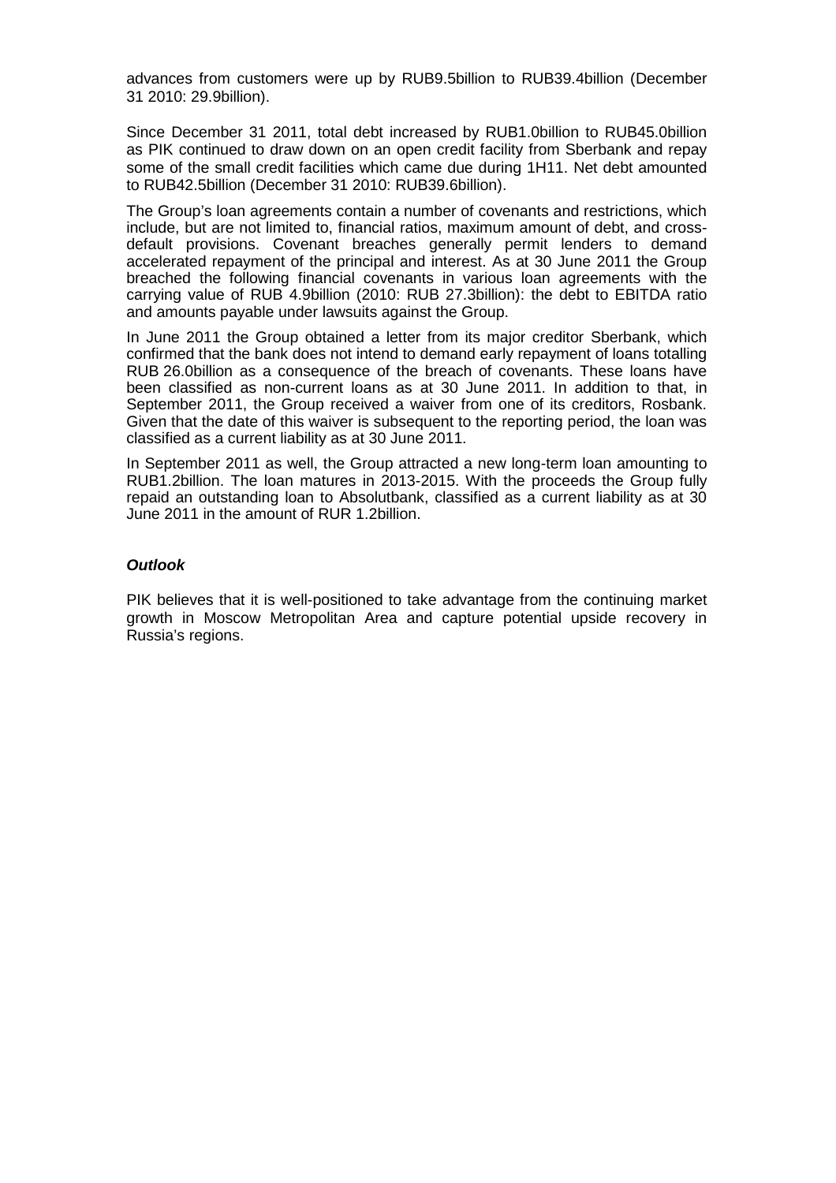advances from customers were up by RUB9.5billion to RUB39.4billion (December 31 2010: 29.9billion).

Since December 31 2011, total debt increased by RUB1.0billion to RUB45.0billion as PIK continued to draw down on an open credit facility from Sberbank and repay some of the small credit facilities which came due during 1H11. Net debt amounted to RUB42.5billion (December 31 2010: RUB39.6billion).

The Group's loan agreements contain a number of covenants and restrictions, which include, but are not limited to, financial ratios, maximum amount of debt, and cross-default provisions. Covenant breaches generally permit lenders to demand accelerated repayment of the principal and interest. As at 30 June 2011 the Group breached the following financial covenants in various loan agreements with the carrying value of RUB 4.9billion (2010: RUB 27.3billion): the debt to EBITDA ratio and amounts payable under lawsuits against the Group.

In June 2011 the Group obtained a letter from its major creditor Sberbank, which confirmed that the bank does not intend to demand early repayment of loans totalling RUB 26.0billion as a consequence of the breach of covenants. These loans have been classified as non-current loans as at 30 June 2011. In addition to that, in September 2011, the Group received a waiver from one of its creditors, Rosbank. Given that the date of this waiver is subsequent to the reporting period, the loan was classified as a current liability as at 30 June 2011.

In September 2011 as well, the Group attracted a new long-term loan amounting to RUB1.2billion. The loan matures in 2013-2015. With the proceeds the Group fully repaid an outstanding loan to Absolutbank, classified as a current liability as at 30 June 2011 in the amount of RUR 1.2billion.

***Outlook***

PIK believes that it is well-positioned to take advantage from the continuing market growth in Moscow Metropolitan Area and capture potential upside recovery in Russia's regions.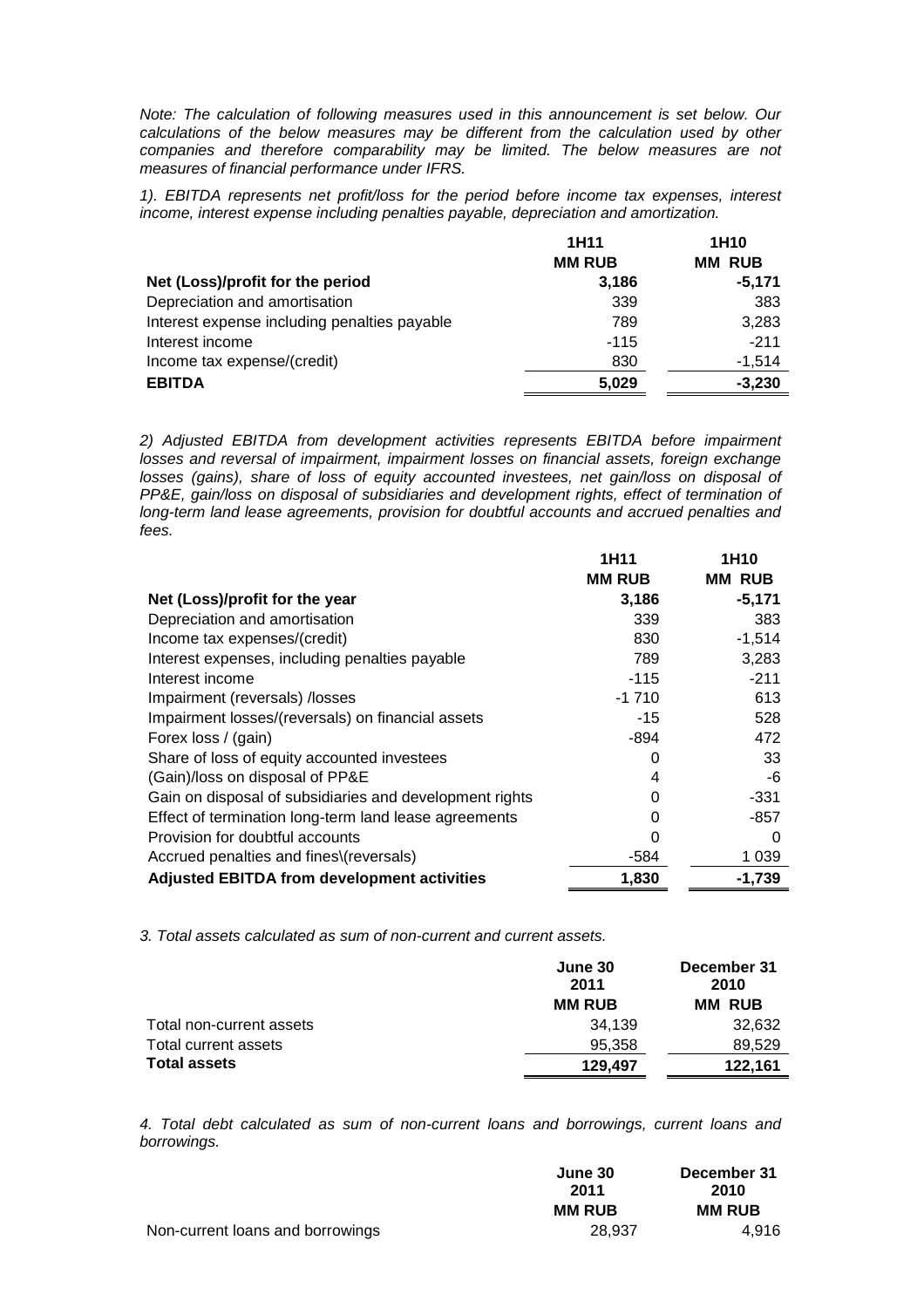*Note: The calculation of following measures used in this announcement is set below. Our calculations of the below measures may be different from the calculation used by other companies and therefore comparability may be limited. The below measures are not measures of financial performance under IFRS.*

*1). EBITDA represents net profit/loss for the period before income tax expenses, interest income, interest expense including penalties payable, depreciation and amortization.*

| | 1H11 | 1H10 |
|---|---|---|
| | MM RUB | MM RUB |
| **Net (Loss)/profit for the period** | **3,186** | **-5,171** |
| Depreciation and amortisation | 339 | 383 |
| Interest expense including penalties payable | 789 | 3,283 |
| Interest income | -115 | -211 |
| Income tax expense/(credit) | 830 | -1,514 |
| **EBITDA** | **5,029** | **-3,230** |

*2) Adjusted EBITDA from development activities represents EBITDA before impairment losses and reversal of impairment, impairment losses on financial assets, foreign exchange losses (gains), share of loss of equity accounted investees, net gain/loss on disposal of PP&E, gain/loss on disposal of subsidiaries and development rights, effect of termination of long-term land lease agreements, provision for doubtful accounts and accrued penalties and fees.*

| | 1H11 | 1H10 |
|---|---|---|
| | MM RUB | MM RUB |
| **Net (Loss)/profit for the year** | **3,186** | **-5,171** |
| Depreciation and amortisation | 339 | 383 |
| Income tax expenses/(credit) | 830 | -1,514 |
| Interest expenses, including penalties payable | 789 | 3,283 |
| Interest income | -115 | -211 |
| Impairment (reversals) /losses | -1 710 | 613 |
| Impairment losses/(reversals) on financial assets | -15 | 528 |
| Forex loss / (gain) | -894 | 472 |
| Share of loss of equity accounted investees | 0 | 33 |
| (Gain)/loss on disposal of PP&E | 4 | -6 |
| Gain on disposal of subsidiaries and development rights | 0 | -331 |
| Effect of termination long-term land lease agreements | 0 | -857 |
| Provision for doubtful accounts | 0 | 0 |
| Accrued penalties and fines\(reversals) | -584 | 1 039 |
| **Adjusted EBITDA from development activities** | **1,830** | **-1,739** |

*3. Total assets calculated as sum of non-current and current assets.*

| | June 30 2011 | December 31 2010 |
|---|---|---|
| | MM RUB | MM RUB |
| Total non-current assets | 34,139 | 32,632 |
| Total current assets | 95,358 | 89,529 |
| **Total assets** | **129,497** | **122,161** |

*4. Total debt calculated as sum of non-current loans and borrowings, current loans and borrowings.*

| | June 30 2011 | December 31 2010 |
|---|---|---|
| | MM RUB | MM RUB |
| Non-current loans and borrowings | 28,937 | 4,916 |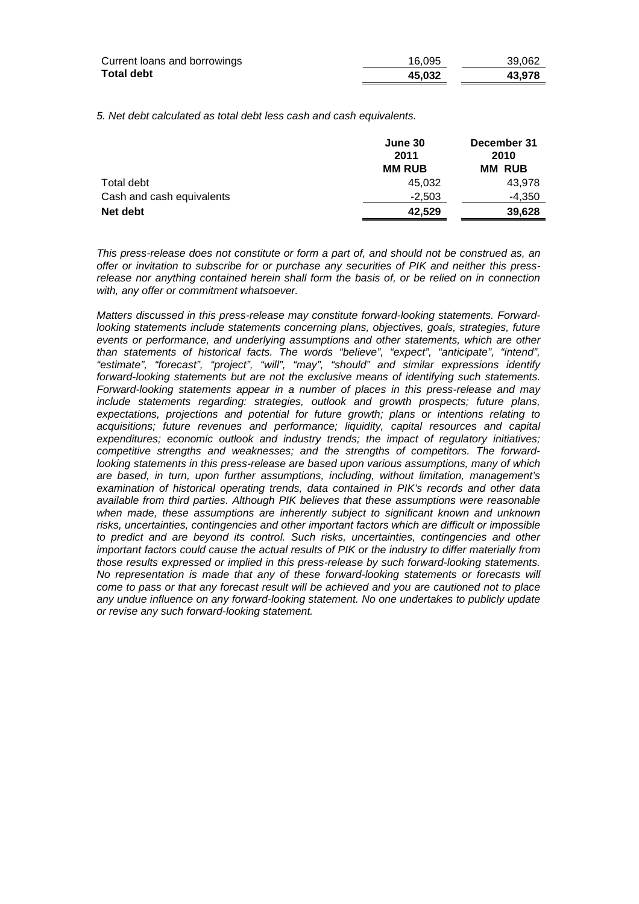| | | |
|---|---|---|
| Current loans and borrowings | 16,095 | 39,062 |
| **Total debt** | **45,032** | **43,978** |

*5. Net debt calculated as total debt less cash and cash equivalents.*

| | June 30 2011 MM RUB | December 31 2010 MM RUB |
|---|---|---|
| Total debt | 45,032 | 43,978 |
| Cash and cash equivalents | -2,503 | -4,350 |
| **Net debt** | **42,529** | **39,628** |

*This press-release does not constitute or form a part of, and should not be construed as, an offer or invitation to subscribe for or purchase any securities of PIK and neither this press-release nor anything contained herein shall form the basis of, or be relied on in connection with, any offer or commitment whatsoever.*

*Matters discussed in this press-release may constitute forward-looking statements. Forward-looking statements include statements concerning plans, objectives, goals, strategies, future events or performance, and underlying assumptions and other statements, which are other than statements of historical facts. The words "believe", "expect", "anticipate", "intend", "estimate", "forecast", "project", "will", "may", "should" and similar expressions identify forward-looking statements but are not the exclusive means of identifying such statements. Forward-looking statements appear in a number of places in this press-release and may include statements regarding: strategies, outlook and growth prospects; future plans, expectations, projections and potential for future growth; plans or intentions relating to acquisitions; future revenues and performance; liquidity, capital resources and capital expenditures; economic outlook and industry trends; the impact of regulatory initiatives; competitive strengths and weaknesses; and the strengths of competitors. The forward-looking statements in this press-release are based upon various assumptions, many of which are based, in turn, upon further assumptions, including, without limitation, management's examination of historical operating trends, data contained in PIK's records and other data available from third parties. Although PIK believes that these assumptions were reasonable when made, these assumptions are inherently subject to significant known and unknown risks, uncertainties, contingencies and other important factors which are difficult or impossible to predict and are beyond its control. Such risks, uncertainties, contingencies and other important factors could cause the actual results of PIK or the industry to differ materially from those results expressed or implied in this press-release by such forward-looking statements. No representation is made that any of these forward-looking statements or forecasts will come to pass or that any forecast result will be achieved and you are cautioned not to place any undue influence on any forward-looking statement. No one undertakes to publicly update or revise any such forward-looking statement.*